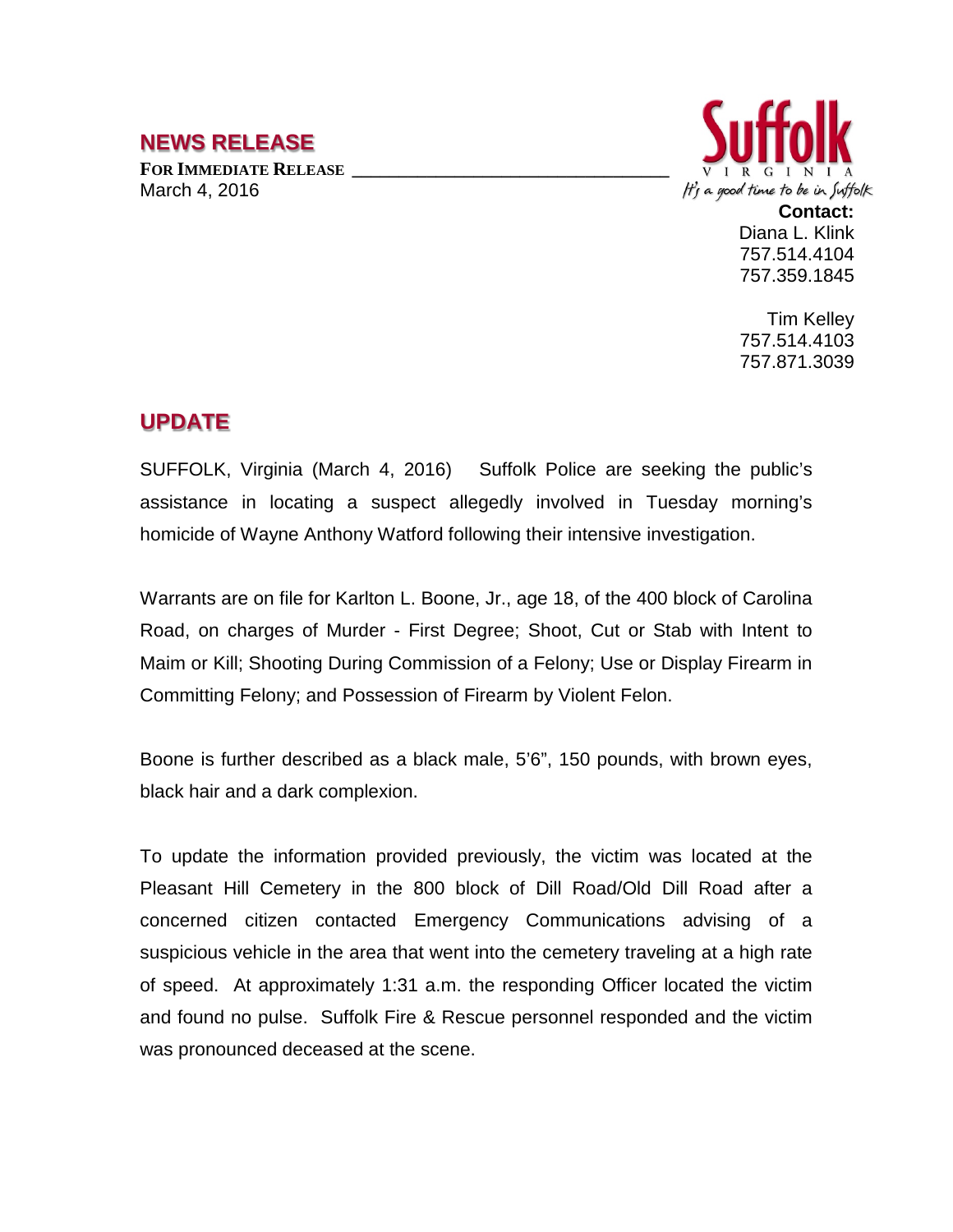## NEWS RELEASE

**FOR IMMEDIATE RELEASE**
March 4, 2016

Suffolk
VIRGINIA
It's a good time to be in Suffolk

**Contact:**
Diana L. Klink
757.514.4104
757.359.1845

Tim Kelley
757.514.4103
757.871.3039

## UPDATE

SUFFOLK, Virginia (March 4, 2016) Suffolk Police are seeking the public's assistance in locating a suspect allegedly involved in Tuesday morning's homicide of Wayne Anthony Watford following their intensive investigation.

Warrants are on file for Karlton L. Boone, Jr., age 18, of the 400 block of Carolina Road, on charges of Murder - First Degree; Shoot, Cut or Stab with Intent to Maim or Kill; Shooting During Commission of a Felony; Use or Display Firearm in Committing Felony; and Possession of Firearm by Violent Felon.

Boone is further described as a black male, 5'6", 150 pounds, with brown eyes, black hair and a dark complexion.

To update the information provided previously, the victim was located at the Pleasant Hill Cemetery in the 800 block of Dill Road/Old Dill Road after a concerned citizen contacted Emergency Communications advising of a suspicious vehicle in the area that went into the cemetery traveling at a high rate of speed. At approximately 1:31 a.m. the responding Officer located the victim and found no pulse. Suffolk Fire & Rescue personnel responded and the victim was pronounced deceased at the scene.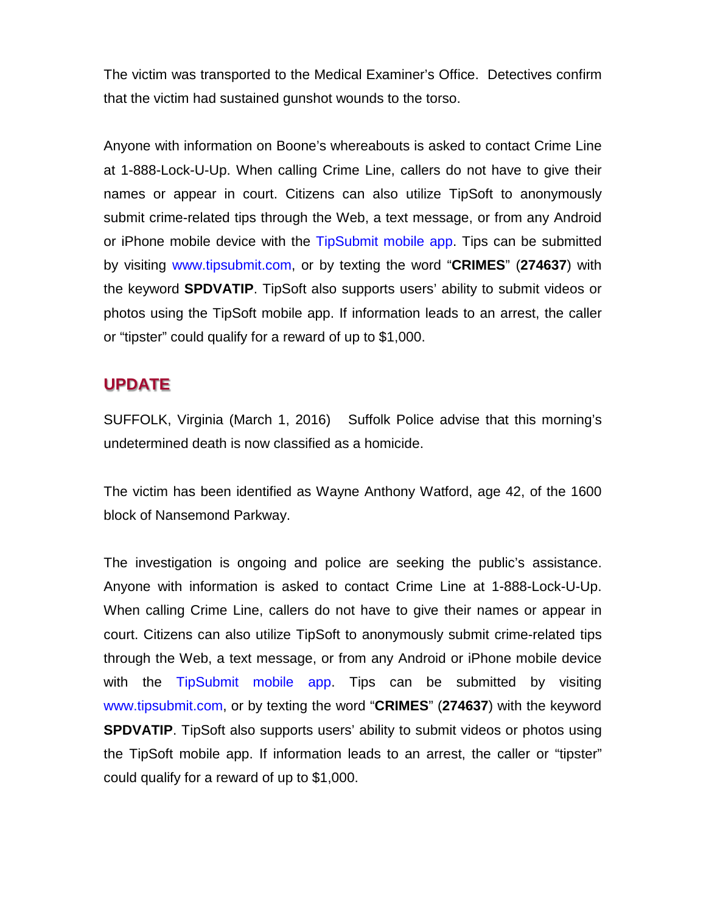The victim was transported to the Medical Examiner's Office. Detectives confirm that the victim had sustained gunshot wounds to the torso.

Anyone with information on Boone's whereabouts is asked to contact Crime Line at 1-888-Lock-U-Up. When calling Crime Line, callers do not have to give their names or appear in court. Citizens can also utilize TipSoft to anonymously submit crime-related tips through the Web, a text message, or from any Android or iPhone mobile device with the TipSubmit mobile app. Tips can be submitted by visiting www.tipsubmit.com, or by texting the word "**CRIMES**" (**274637**) with the keyword **SPDVATIP**. TipSoft also supports users' ability to submit videos or photos using the TipSoft mobile app. If information leads to an arrest, the caller or "tipster" could qualify for a reward of up to $1,000.

## UPDATE

SUFFOLK, Virginia (March 1, 2016) Suffolk Police advise that this morning's undetermined death is now classified as a homicide.

The victim has been identified as Wayne Anthony Watford, age 42, of the 1600 block of Nansemond Parkway.

The investigation is ongoing and police are seeking the public's assistance. Anyone with information is asked to contact Crime Line at 1-888-Lock-U-Up. When calling Crime Line, callers do not have to give their names or appear in court. Citizens can also utilize TipSoft to anonymously submit crime-related tips through the Web, a text message, or from any Android or iPhone mobile device with the TipSubmit mobile app. Tips can be submitted by visiting www.tipsubmit.com, or by texting the word "**CRIMES**" (**274637**) with the keyword **SPDVATIP**. TipSoft also supports users' ability to submit videos or photos using the TipSoft mobile app. If information leads to an arrest, the caller or "tipster" could qualify for a reward of up to $1,000.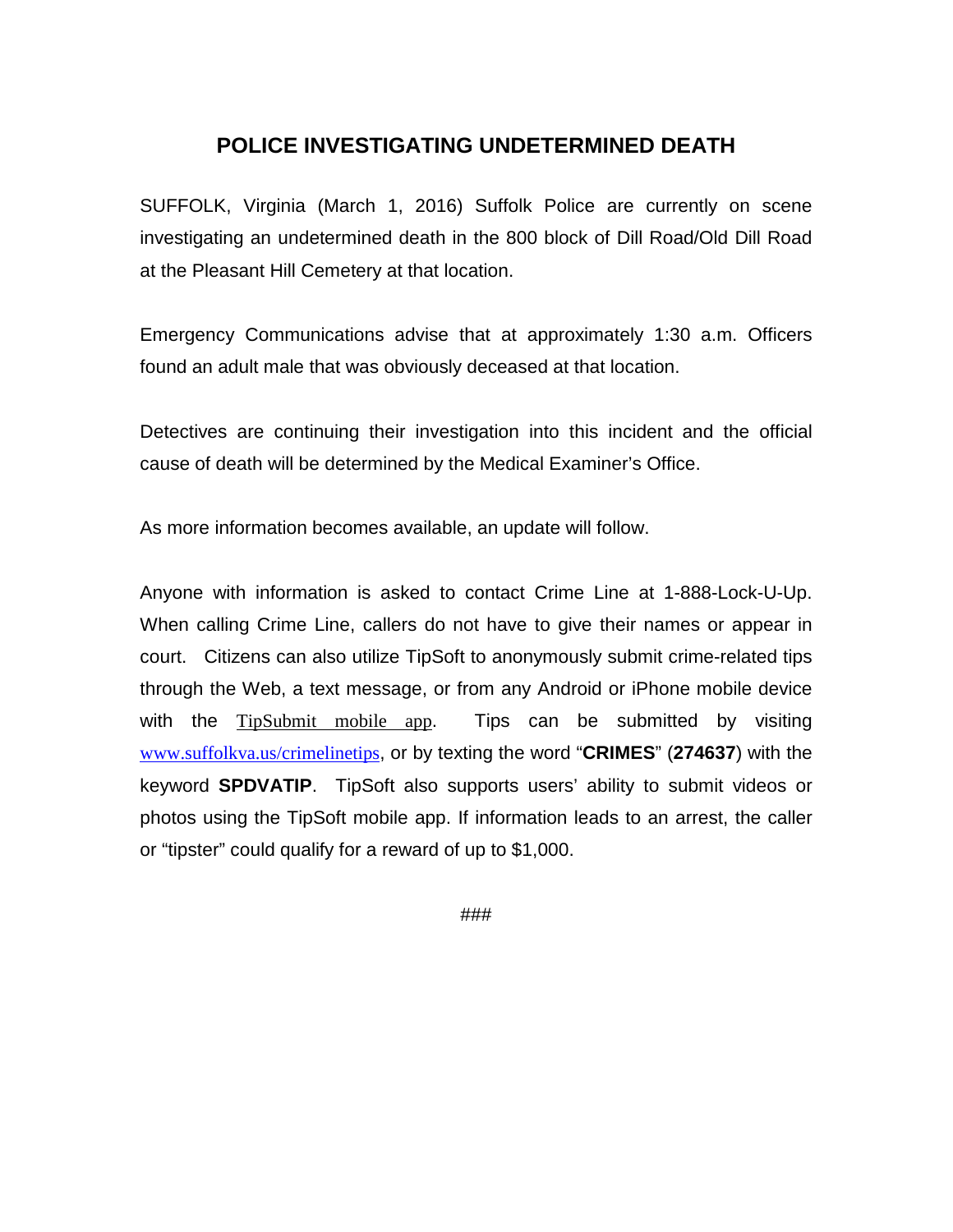# POLICE INVESTIGATING UNDETERMINED DEATH

SUFFOLK, Virginia (March 1, 2016) Suffolk Police are currently on scene investigating an undetermined death in the 800 block of Dill Road/Old Dill Road at the Pleasant Hill Cemetery at that location.

Emergency Communications advise that at approximately 1:30 a.m. Officers found an adult male that was obviously deceased at that location.

Detectives are continuing their investigation into this incident and the official cause of death will be determined by the Medical Examiner's Office.

As more information becomes available, an update will follow.

Anyone with information is asked to contact Crime Line at 1-888-Lock-U-Up. When calling Crime Line, callers do not have to give their names or appear in court. Citizens can also utilize TipSoft to anonymously submit crime-related tips through the Web, a text message, or from any Android or iPhone mobile device with the TipSubmit mobile app. Tips can be submitted by visiting www.suffolkva.us/crimelinetips, or by texting the word "**CRIMES**" (**274637**) with the keyword **SPDVATIP**. TipSoft also supports users' ability to submit videos or photos using the TipSoft mobile app. If information leads to an arrest, the caller or "tipster" could qualify for a reward of up to $1,000.

###